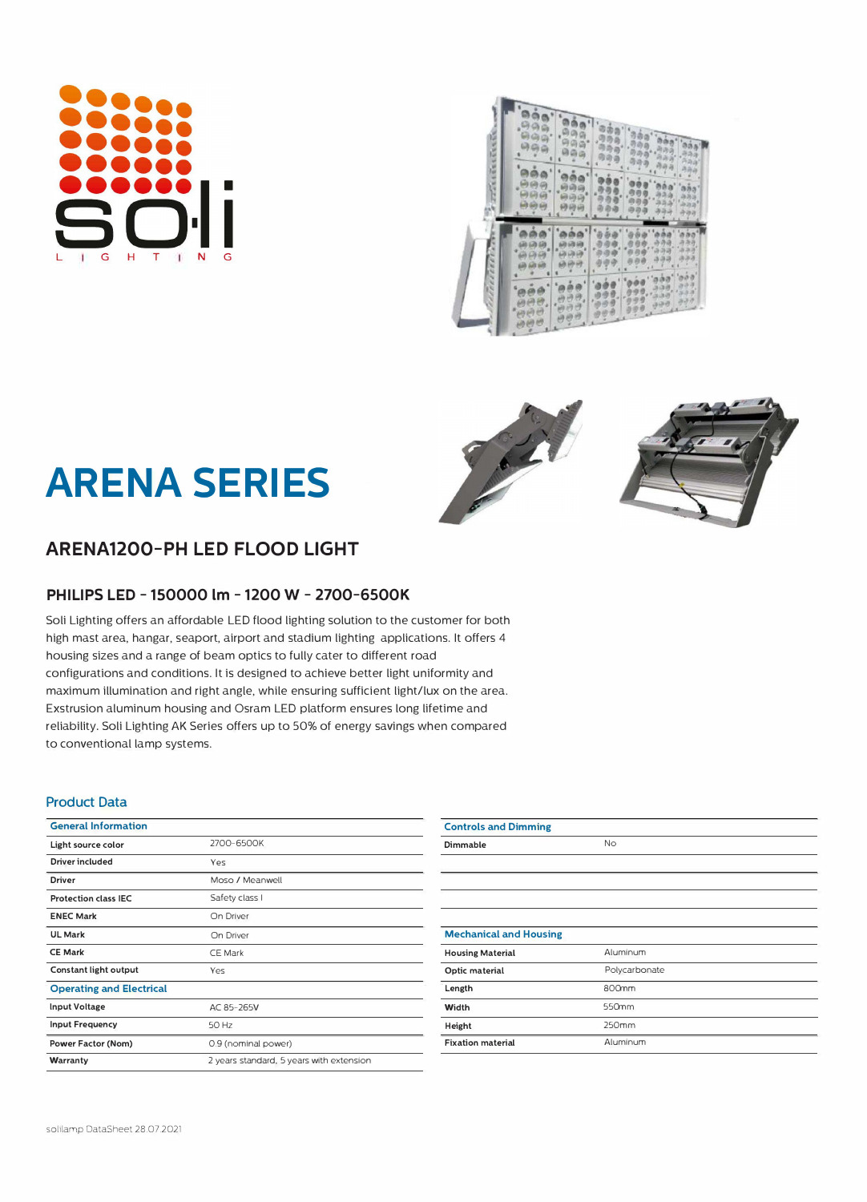# ARENA SERIES

## ARENA1200-PH LED FLOOD LIGHT

### PHILIPS LED - 150000 lm - 1200 W - 2700-6500K

Soli Lighting offers an affordable LED flood lighting solution to the customer for both high mast area, hangar, seaport, airport and stadium lighting applications. It offers 4 housing sizes and a range of beam optics to fully cater to different road configurations and conditions. It is designed to achieve better light uniformity and maximum illumination and right angle, while ensuring sufficient light/lux on the area. Exstrusion aluminum housing and Osram LED platform ensures long lifetime and reliability. Soli Lighting AK Series offers up to 50% of energy savings when compared to conventional lamp systems.

## Product Data

| General Information | |
|---|---|
| Light source color | 2700-6500K |
| Driver included | Yes |
| Driver | Moso / Meanwell |
| Protection class IEC | Safety class I |
| ENEC Mark | On Driver |
| UL Mark | On Driver |
| CE Mark | CE Mark |
| Constant light output | Yes |
| **Operating and Electrical** | |
| Input Voltage | AC 85-265V |
| Input Frequency | 50 Hz |
| Power Factor (Nom) | 0.9 (nominal power) |
| Warranty | 2 years standard, 5 years with extension |

| Controls and Dimming | |
|---|---|
| Dimmable | No |

| Mechanical and Housing | |
|---|---|
| Housing Material | Aluminum |
| Optic material | Polycarbonate |
| Length | 800mm |
| Width | 550mm |
| Height | 250mm |
| Fixation material | Aluminum |

solilamp DataSheet 28.07.2021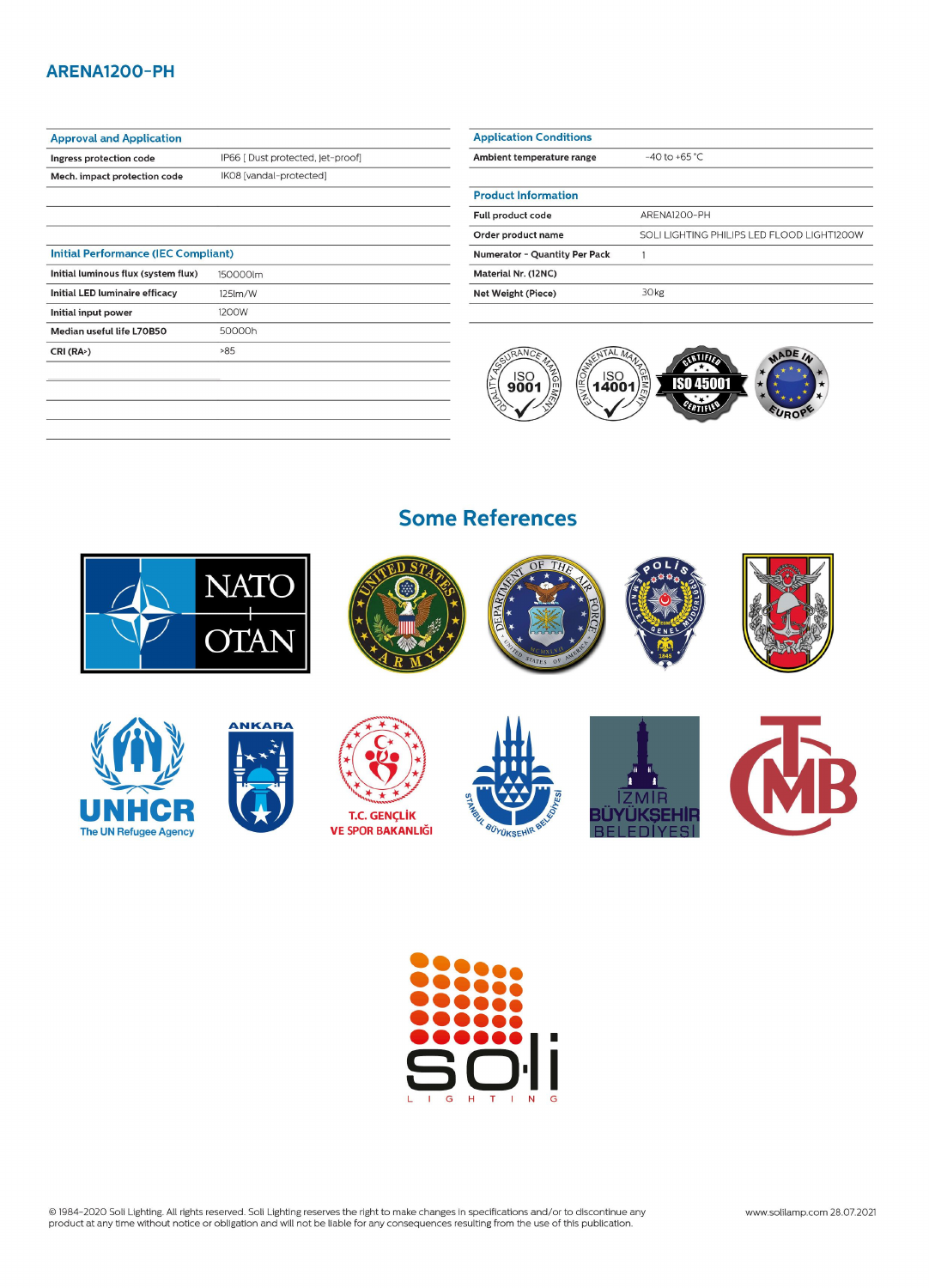## ARENA1200-PH

| Approval and Application | |
|---|---|
| Ingress protection code | IP66 [ Dust protected, jet-proof] |
| Mech. impact protection code | IK08 [vandal-protected] |

| Initial Performance (IEC Compliant) | |
|---|---|
| Initial luminous flux (system flux) | 150000lm |
| Initial LED luminaire efficacy | 125lm/W |
| Initial input power | 1200W |
| Median useful life L70B50 | 50000h |
| CRI (RA>) | >85 |

| Application Conditions | |
|---|---|
| Ambient temperature range | -40 to +65 °C |

| Product Information | |
|---|---|
| Full product code | ARENA1200-PH |
| Order product name | SOLI LIGHTING PHILIPS LED FLOOD LIGHT1200W |
| Numerator - Quantity Per Pack | 1 |
| Material Nr. (12NC) | |
| Net Weight (Piece) | 30kg |

## Some References

© 1984-2020 Soli Lighting. All rights reserved. Soli Lighting reserves the right to make changes in specifications and/or to discontinue any product at any time without notice or obligation and will not be liable for any consequences resulting from the use of this publication.

www.solilamp.com 28.07.2021